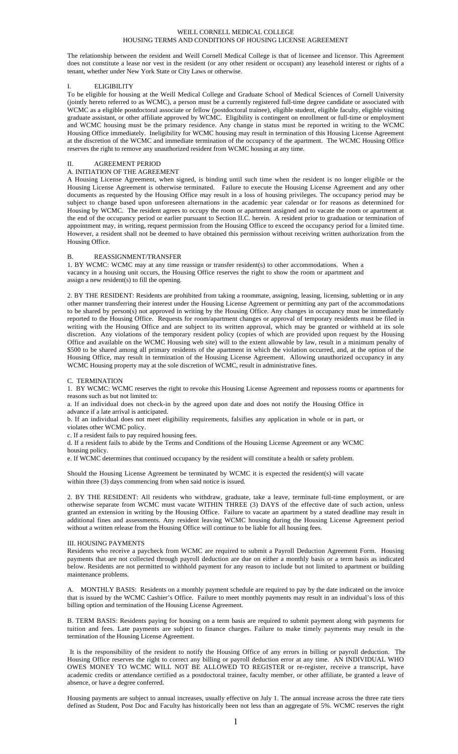# WEILL CORNELL MEDICAL COLLEGE
## HOUSING TERMS AND CONDITIONS OF HOUSING LICENSE AGREEMENT

The relationship between the resident and Weill Cornell Medical College is that of licensee and licensor. This Agreement does not constitute a lease nor vest in the resident (or any other resident or occupant) any leasehold interest or rights of a tenant, whether under New York State or City Laws or otherwise.

## I. ELIGIBILITY

To be eligible for housing at the Weill Medical College and Graduate School of Medical Sciences of Cornell University (jointly hereto referred to as WCMC), a person must be a currently registered full-time degree candidate or associated with WCMC as a eligible postdoctoral associate or fellow (postdoctoral trainee), eligible student, eligible faculty, eligible visiting graduate assistant, or other affiliate approved by WCMC. Eligibility is contingent on enrollment or full-time or employment and WCMC housing must be the primary residence. Any change in status must be reported in writing to the WCMC Housing Office immediately. Ineligibility for WCMC housing may result in termination of this Housing License Agreement at the discretion of the WCMC and immediate termination of the occupancy of the apartment. The WCMC Housing Office reserves the right to remove any unauthorized resident from WCMC housing at any time.

## II. AGREEMENT PERIOD

### A. INITIATION OF THE AGREEMENT

A Housing License Agreement, when signed, is binding until such time when the resident is no longer eligible or the Housing License Agreement is otherwise terminated. Failure to execute the Housing License Agreement and any other documents as requested by the Housing Office may result in a loss of housing privileges. The occupancy period may be subject to change based upon unforeseen alternations in the academic year calendar or for reasons as determined for Housing by WCMC. The resident agrees to occupy the room or apartment assigned and to vacate the room or apartment at the end of the occupancy period or earlier pursuant to Section II.C. herein. A resident prior to graduation or termination of appointment may, in writing, request permission from the Housing Office to exceed the occupancy period for a limited time. However, a resident shall not be deemed to have obtained this permission without receiving written authorization from the Housing Office.

### B. REASSIGNMENT/TRANSFER

1. BY WCMC: WCMC may at any time reassign or transfer resident(s) to other accommodations. When a vacancy in a housing unit occurs, the Housing Office reserves the right to show the room or apartment and assign a new resident(s) to fill the opening.

2. BY THE RESIDENT: Residents are prohibited from taking a roommate, assigning, leasing, licensing, subletting or in any other manner transferring their interest under the Housing License Agreement or permitting any part of the accommodations to be shared by person(s) not approved in writing by the Housing Office. Any changes in occupancy must be immediately reported to the Housing Office. Requests for room/apartment changes or approval of temporary residents must be filed in writing with the Housing Office and are subject to its written approval, which may be granted or withheld at its sole discretion. Any violations of the temporary resident policy (copies of which are provided upon request by the Housing Office and available on the WCMC Housing web site) will to the extent allowable by law, result in a minimum penalty of $500 to be shared among all primary residents of the apartment in which the violation occurred, and, at the option of the Housing Office, may result in termination of the Housing License Agreement. Allowing unauthorized occupancy in any WCMC Housing property may at the sole discretion of WCMC, result in administrative fines.

### C. TERMINATION

1. BY WCMC: WCMC reserves the right to revoke this Housing License Agreement and repossess rooms or apartments for reasons such as but not limited to:

a. If an individual does not check-in by the agreed upon date and does not notify the Housing Office in advance if a late arrival is anticipated.

b. If an individual does not meet eligibility requirements, falsifies any application in whole or in part, or violates other WCMC policy.

c. If a resident fails to pay required housing fees.

d. If a resident fails to abide by the Terms and Conditions of the Housing License Agreement or any WCMC housing policy.

e. If WCMC determines that continued occupancy by the resident will constitute a health or safety problem.

Should the Housing License Agreement be terminated by WCMC it is expected the resident(s) will vacate within three (3) days commencing from when said notice is issued.

2. BY THE RESIDENT: All residents who withdraw, graduate, take a leave, terminate full-time employment, or are otherwise separate from WCMC must vacate WITHIN THREE (3) DAYS of the effective date of such action, unless granted an extension in writing by the Housing Office. Failure to vacate an apartment by a stated deadline may result in additional fines and assessments. Any resident leaving WCMC housing during the Housing License Agreement period without a written release from the Housing Office will continue to be liable for all housing fees.

## III. HOUSING PAYMENTS

Residents who receive a paycheck from WCMC are required to submit a Payroll Deduction Agreement Form. Housing payments that are not collected through payroll deduction are due on either a monthly basis or a term basis as indicated below. Residents are not permitted to withhold payment for any reason to include but not limited to apartment or building maintenance problems.

A. MONTHLY BASIS: Residents on a monthly payment schedule are required to pay by the date indicated on the invoice that is issued by the WCMC Cashier's Office. Failure to meet monthly payments may result in an individual's loss of this billing option and termination of the Housing License Agreement.

B. TERM BASIS: Residents paying for housing on a term basis are required to submit payment along with payments for tuition and fees. Late payments are subject to finance charges. Failure to make timely payments may result in the termination of the Housing License Agreement.

It is the responsibility of the resident to notify the Housing Office of any errors in billing or payroll deduction. The Housing Office reserves the right to correct any billing or payroll deduction error at any time. AN INDIVIDUAL WHO OWES MONEY TO WCMC WILL NOT BE ALLOWED TO REGISTER or re-register, receive a transcript, have academic credits or attendance certified as a postdoctoral trainee, faculty member, or other affiliate, be granted a leave of absence, or have a degree conferred.

Housing payments are subject to annual increases, usually effective on July 1. The annual increase across the three rate tiers defined as Student, Post Doc and Faculty has historically been not less than an aggregate of 5%. WCMC reserves the right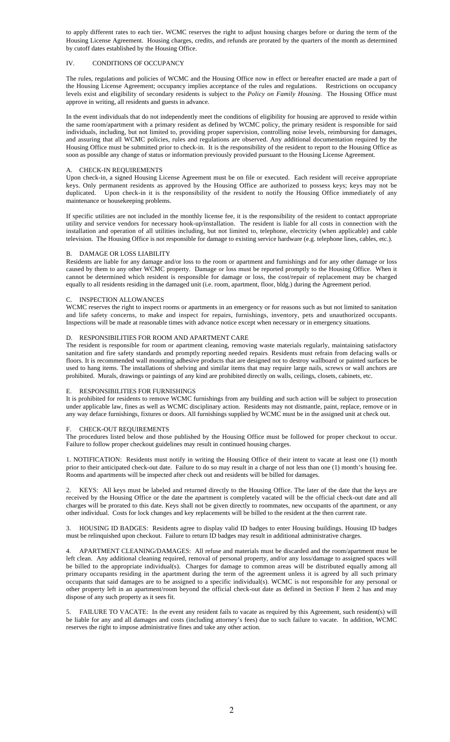to apply different rates to each tier. WCMC reserves the right to adjust housing charges before or during the term of the Housing License Agreement. Housing charges, credits, and refunds are prorated by the quarters of the month as determined by cutoff dates established by the Housing Office.

## IV. CONDITIONS OF OCCUPANCY

The rules, regulations and policies of WCMC and the Housing Office now in effect or hereafter enacted are made a part of the Housing License Agreement; occupancy implies acceptance of the rules and regulations. Restrictions on occupancy levels exist and eligibility of secondary residents is subject to the *Policy on Family Housing*. The Housing Office must approve in writing, all residents and guests in advance.

In the event individuals that do not independently meet the conditions of eligibility for housing are approved to reside within the same room/apartment with a primary resident as defined by WCMC policy, the primary resident is responsible for said individuals, including, but not limited to, providing proper supervision, controlling noise levels, reimbursing for damages, and assuring that all WCMC policies, rules and regulations are observed. Any additional documentation required by the Housing Office must be submitted prior to check-in. It is the responsibility of the resident to report to the Housing Office as soon as possible any change of status or information previously provided pursuant to the Housing License Agreement.

### A. CHECK-IN REQUIREMENTS

Upon check-in, a signed Housing License Agreement must be on file or executed. Each resident will receive appropriate keys. Only permanent residents as approved by the Housing Office are authorized to possess keys; keys may not be duplicated. Upon check-in it is the responsibility of the resident to notify the Housing Office immediately of any maintenance or housekeeping problems.

If specific utilities are not included in the monthly license fee, it is the responsibility of the resident to contact appropriate utility and service vendors for necessary hook-up/installation. The resident is liable for all costs in connection with the installation and operation of all utilities including, but not limited to, telephone, electricity (when applicable) and cable television. The Housing Office is not responsible for damage to existing service hardware (e.g. telephone lines, cables, etc.).

### B. DAMAGE OR LOSS LIABILITY

Residents are liable for any damage and/or loss to the room or apartment and furnishings and for any other damage or loss caused by them to any other WCMC property. Damage or loss must be reported promptly to the Housing Office. When it cannot be determined which resident is responsible for damage or loss, the cost/repair of replacement may be charged equally to all residents residing in the damaged unit (i.e. room, apartment, floor, bldg.) during the Agreement period.

### C. INSPECTION ALLOWANCES

WCMC reserves the right to inspect rooms or apartments in an emergency or for reasons such as but not limited to sanitation and life safety concerns, to make and inspect for repairs, furnishings, inventory, pets and unauthorized occupants. Inspections will be made at reasonable times with advance notice except when necessary or in emergency situations.

### D. RESPONSIBILITIES FOR ROOM AND APARTMENT CARE

The resident is responsible for room or apartment cleaning, removing waste materials regularly, maintaining satisfactory sanitation and fire safety standards and promptly reporting needed repairs. Residents must refrain from defacing walls or floors. It is recommended wall mounting adhesive products that are designed not to destroy wallboard or painted surfaces be used to hang items. The installations of shelving and similar items that may require large nails, screws or wall anchors are prohibited. Murals, drawings or paintings of any kind are prohibited directly on walls, ceilings, closets, cabinets, etc.

### E. RESPONSIBILITIES FOR FURNISHINGS

It is prohibited for residents to remove WCMC furnishings from any building and such action will be subject to prosecution under applicable law, fines as well as WCMC disciplinary action. Residents may not dismantle, paint, replace, remove or in any way deface furnishings, fixtures or doors. All furnishings supplied by WCMC must be in the assigned unit at check out.

### F. CHECK-OUT REQUIREMENTS

The procedures listed below and those published by the Housing Office must be followed for proper checkout to occur. Failure to follow proper checkout guidelines may result in continued housing charges.

1. NOTIFICATION: Residents must notify in writing the Housing Office of their intent to vacate at least one (1) month prior to their anticipated check-out date. Failure to do so may result in a charge of not less than one (1) month's housing fee. Rooms and apartments will be inspected after check out and residents will be billed for damages.

2. KEYS: All keys must be labeled and returned directly to the Housing Office. The later of the date that the keys are received by the Housing Office or the date the apartment is completely vacated will be the official check-out date and all charges will be prorated to this date. Keys shall not be given directly to roommates, new occupants of the apartment, or any other individual. Costs for lock changes and key replacements will be billed to the resident at the then current rate.

3. HOUSING ID BADGES: Residents agree to display valid ID badges to enter Housing buildings. Housing ID badges must be relinquished upon checkout. Failure to return ID badges may result in additional administrative charges.

4. APARTMENT CLEANING/DAMAGES: All refuse and materials must be discarded and the room/apartment must be left clean. Any additional cleaning required, removal of personal property, and/or any loss/damage to assigned spaces will be billed to the appropriate individual(s). Charges for damage to common areas will be distributed equally among all primary occupants residing in the apartment during the term of the agreement unless it is agreed by all such primary occupants that said damages are to be assigned to a specific individual(s). WCMC is not responsible for any personal or other property left in an apartment/room beyond the official check-out date as defined in Section F Item 2 has and may dispose of any such property as it sees fit.

5. FAILURE TO VACATE: In the event any resident fails to vacate as required by this Agreement, such resident(s) will be liable for any and all damages and costs (including attorney's fees) due to such failure to vacate. In addition, WCMC reserves the right to impose administrative fines and take any other action.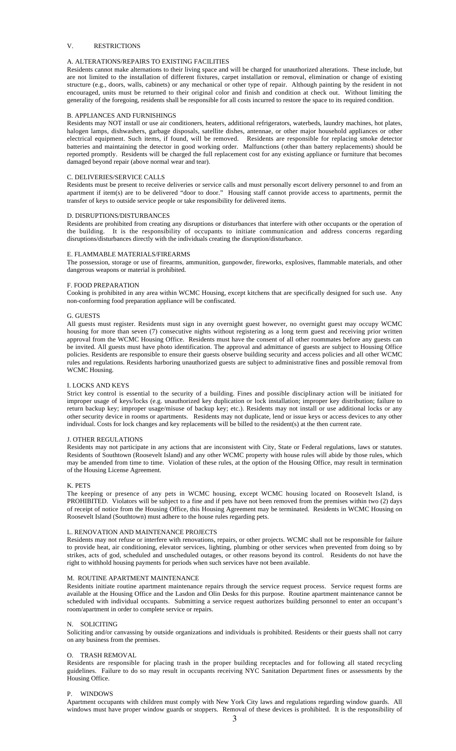## V. RESTRICTIONS

### A. ALTERATIONS/REPAIRS TO EXISTING FACILITIES

Residents cannot make alternations to their living space and will be charged for unauthorized alterations. These include, but are not limited to the installation of different fixtures, carpet installation or removal, elimination or change of existing structure (e.g., doors, walls, cabinets) or any mechanical or other type of repair. Although painting by the resident in not encouraged, units must be returned to their original color and finish and condition at check out. Without limiting the generality of the foregoing, residents shall be responsible for all costs incurred to restore the space to its required condition.

### B. APPLIANCES AND FURNISHINGS

Residents may NOT install or use air conditioners, heaters, additional refrigerators, waterbeds, laundry machines, hot plates, halogen lamps, dishwashers, garbage disposals, satellite dishes, antennae, or other major household appliances or other electrical equipment. Such items, if found, will be removed. Residents are responsible for replacing smoke detector batteries and maintaining the detector in good working order. Malfunctions (other than battery replacements) should be reported promptly. Residents will be charged the full replacement cost for any existing appliance or furniture that becomes damaged beyond repair (above normal wear and tear).

### C. DELIVERIES/SERVICE CALLS

Residents must be present to receive deliveries or service calls and must personally escort delivery personnel to and from an apartment if item(s) are to be delivered "door to door." Housing staff cannot provide access to apartments, permit the transfer of keys to outside service people or take responsibility for delivered items.

### D. DISRUPTIONS/DISTURBANCES

Residents are prohibited from creating any disruptions or disturbances that interfere with other occupants or the operation of the building. It is the responsibility of occupants to initiate communication and address concerns regarding disruptions/disturbances directly with the individuals creating the disruption/disturbance.

### E. FLAMMABLE MATERIALS/FIREARMS

The possession, storage or use of firearms, ammunition, gunpowder, fireworks, explosives, flammable materials, and other dangerous weapons or material is prohibited.

### F. FOOD PREPARATION

Cooking is prohibited in any area within WCMC Housing, except kitchens that are specifically designed for such use. Any non-conforming food preparation appliance will be confiscated.

### G. GUESTS

All guests must register. Residents must sign in any overnight guest however, no overnight guest may occupy WCMC housing for more than seven (7) consecutive nights without registering as a long term guest and receiving prior written approval from the WCMC Housing Office. Residents must have the consent of all other roommates before any guests can be invited. All guests must have photo identification. The approval and admittance of guests are subject to Housing Office policies. Residents are responsible to ensure their guests observe building security and access policies and all other WCMC rules and regulations. Residents harboring unauthorized guests are subject to administrative fines and possible removal from WCMC Housing.

### I. LOCKS AND KEYS

Strict key control is essential to the security of a building. Fines and possible disciplinary action will be initiated for improper usage of keys/locks (e.g. unauthorized key duplication or lock installation; improper key distribution; failure to return backup key; improper usage/misuse of backup key; etc.). Residents may not install or use additional locks or any other security device in rooms or apartments. Residents may not duplicate, lend or issue keys or access devices to any other individual. Costs for lock changes and key replacements will be billed to the resident(s) at the then current rate.

### J. OTHER REGULATIONS

Residents may not participate in any actions that are inconsistent with City, State or Federal regulations, laws or statutes. Residents of Southtown (Roosevelt Island) and any other WCMC property with house rules will abide by those rules, which may be amended from time to time. Violation of these rules, at the option of the Housing Office, may result in termination of the Housing License Agreement.

### K. PETS

The keeping or presence of any pets in WCMC housing, except WCMC housing located on Roosevelt Island, is PROHIBITED. Violators will be subject to a fine and if pets have not been removed from the premises within two (2) days of receipt of notice from the Housing Office, this Housing Agreement may be terminated. Residents in WCMC Housing on Roosevelt Island (Southtown) must adhere to the house rules regarding pets.

### L. RENOVATION AND MAINTENANCE PROJECTS

Residents may not refuse or interfere with renovations, repairs, or other projects. WCMC shall not be responsible for failure to provide heat, air conditioning, elevator services, lighting, plumbing or other services when prevented from doing so by strikes, acts of god, scheduled and unscheduled outages, or other reasons beyond its control. Residents do not have the right to withhold housing payments for periods when such services have not been available.

### M. ROUTINE APARTMENT MAINTENANCE

Residents initiate routine apartment maintenance repairs through the service request process. Service request forms are available at the Housing Office and the Lasdon and Olin Desks for this purpose. Routine apartment maintenance cannot be scheduled with individual occupants. Submitting a service request authorizes building personnel to enter an occupant's room/apartment in order to complete service or repairs.

### N. SOLICITING

Soliciting and/or canvassing by outside organizations and individuals is prohibited. Residents or their guests shall not carry on any business from the premises.

### O. TRASH REMOVAL

Residents are responsible for placing trash in the proper building receptacles and for following all stated recycling guidelines. Failure to do so may result in occupants receiving NYC Sanitation Department fines or assessments by the Housing Office.

### P. WINDOWS

Apartment occupants with children must comply with New York City laws and regulations regarding window guards. All windows must have proper window guards or stoppers. Removal of these devices is prohibited. It is the responsibility of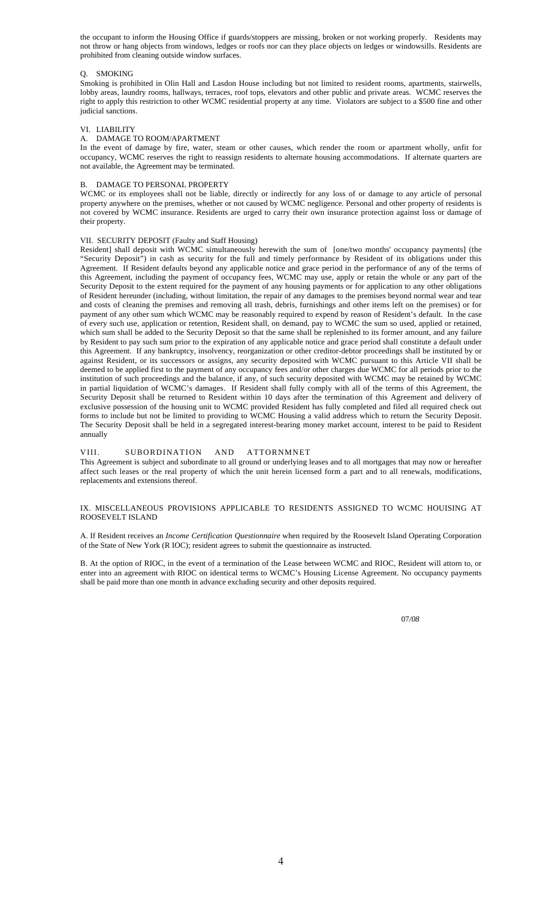the occupant to inform the Housing Office if guards/stoppers are missing, broken or not working properly. Residents may not throw or hang objects from windows, ledges or roofs nor can they place objects on ledges or windowsills. Residents are prohibited from cleaning outside window surfaces.

Q. SMOKING

Smoking is prohibited in Olin Hall and Lasdon House including but not limited to resident rooms, apartments, stairwells, lobby areas, laundry rooms, hallways, terraces, roof tops, elevators and other public and private areas. WCMC reserves the right to apply this restriction to other WCMC residential property at any time. Violators are subject to a $500 fine and other judicial sanctions.

VI. LIABILITY

A. DAMAGE TO ROOM/APARTMENT

In the event of damage by fire, water, steam or other causes, which render the room or apartment wholly, unfit for occupancy, WCMC reserves the right to reassign residents to alternate housing accommodations. If alternate quarters are not available, the Agreement may be terminated.

B. DAMAGE TO PERSONAL PROPERTY

WCMC or its employees shall not be liable, directly or indirectly for any loss of or damage to any article of personal property anywhere on the premises, whether or not caused by WCMC negligence. Personal and other property of residents is not covered by WCMC insurance. Residents are urged to carry their own insurance protection against loss or damage of their property.

VII. SECURITY DEPOSIT (Faulty and Staff Housing)

Resident] shall deposit with WCMC simultaneously herewith the sum of [one/two months' occupancy payments] (the "Security Deposit") in cash as security for the full and timely performance by Resident of its obligations under this Agreement. If Resident defaults beyond any applicable notice and grace period in the performance of any of the terms of this Agreement, including the payment of occupancy fees, WCMC may use, apply or retain the whole or any part of the Security Deposit to the extent required for the payment of any housing payments or for application to any other obligations of Resident hereunder (including, without limitation, the repair of any damages to the premises beyond normal wear and tear and costs of cleaning the premises and removing all trash, debris, furnishings and other items left on the premises) or for payment of any other sum which WCMC may be reasonably required to expend by reason of Resident's default. In the case of every such use, application or retention, Resident shall, on demand, pay to WCMC the sum so used, applied or retained, which sum shall be added to the Security Deposit so that the same shall be replenished to its former amount, and any failure by Resident to pay such sum prior to the expiration of any applicable notice and grace period shall constitute a default under this Agreement. If any bankruptcy, insolvency, reorganization or other creditor-debtor proceedings shall be instituted by or against Resident, or its successors or assigns, any security deposited with WCMC pursuant to this Article VII shall be deemed to be applied first to the payment of any occupancy fees and/or other charges due WCMC for all periods prior to the institution of such proceedings and the balance, if any, of such security deposited with WCMC may be retained by WCMC in partial liquidation of WCMC's damages. If Resident shall fully comply with all of the terms of this Agreement, the Security Deposit shall be returned to Resident within 10 days after the termination of this Agreement and delivery of exclusive possession of the housing unit to WCMC provided Resident has fully completed and filed all required check out forms to include but not be limited to providing to WCMC Housing a valid address which to return the Security Deposit. The Security Deposit shall be held in a segregated interest-bearing money market account, interest to be paid to Resident annually

VIII. SUBORDINATION AND ATTORNMNET

This Agreement is subject and subordinate to all ground or underlying leases and to all mortgages that may now or hereafter affect such leases or the real property of which the unit herein licensed form a part and to all renewals, modifications, replacements and extensions thereof.

IX. MISCELLANEOUS PROVISIONS APPLICABLE TO RESIDENTS ASSIGNED TO WCMC HOUISING AT ROOSEVELT ISLAND

A. If Resident receives an *Income Certification Questionnaire* when required by the Roosevelt Island Operating Corporation of the State of New York (R IOC); resident agrees to submit the questionnaire as instructed.

B. At the option of RIOC, in the event of a termination of the Lease between WCMC and RIOC, Resident will attorn to, or enter into an agreement with RIOC on identical terms to WCMC's Housing License Agreement. No occupancy payments shall be paid more than one month in advance excluding security and other deposits required.

07/*08*